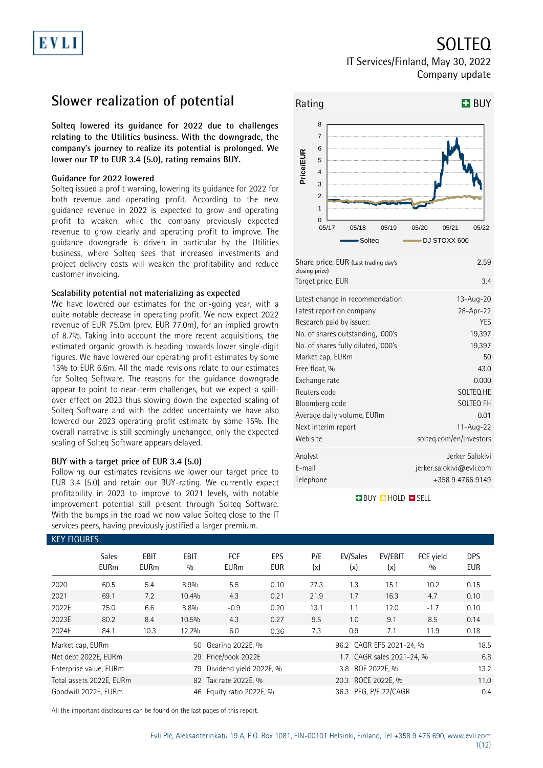# SOLTEQ

IT Services/Finland, May 30, 2022
Company update

## Slower realization of potential

**Solteq lowered its guidance for 2022 due to challenges relating to the Utilities business. With the downgrade, the company's journey to realize its potential is prolonged. We lower our TP to EUR 3.4 (5.0), rating remains BUY.**

### Guidance for 2022 lowered

Solteq issued a profit warning, lowering its guidance for 2022 for both revenue and operating profit. According to the new guidance revenue in 2022 is expected to grow and operating profit to weaken, while the company previously expected revenue to grow clearly and operating profit to improve. The guidance downgrade is driven in particular by the Utilities business, where Solteq sees that increased investments and project delivery costs will weaken the profitability and reduce customer invoicing.

### Scalability potential not materializing as expected

We have lowered our estimates for the on-going year, with a quite notable decrease in operating profit. We now expect 2022 revenue of EUR 75.0m (prev. EUR 77.0m), for an implied growth of 8.7%. Taking into account the more recent acquisitions, the estimated organic growth is heading towards lower single-digit figures. We have lowered our operating profit estimates by some 15% to EUR 6.6m. All the made revisions relate to our estimates for Solteq Software. The reasons for the guidance downgrade appear to point to near-term challenges, but we expect a spill-over effect on 2023 thus slowing down the expected scaling of Solteq Software and with the added uncertainty we have also lowered our 2023 operating profit estimate by some 15%. The overall narrative is still seemingly unchanged, only the expected scaling of Solteq Software appears delayed.

### BUY with a target price of EUR 3.4 (5.0)

Following our estimates revisions we lower our target price to EUR 3.4 (5.0) and retain our BUY-rating. We currently expect profitability in 2023 to improve to 2021 levels, with notable improvement potential still present through Solteq Software. With the bumps in the road we now value Solteq close to the IT services peers, having previously justified a larger premium.

**Rating: BUY**

| | |
|---|---|
| Share price, EUR (Last trading day's closing price) | 2.59 |
| Target price, EUR | 3.4 |

| | |
|---|---|
| Latest change in recommendation | 13-Aug-20 |
| Latest report on company | 28-Apr-22 |
| Research paid by issuer: | YES |
| No. of shares outstanding, '000's | 19,397 |
| No. of shares fully diluted, '000's | 19,397 |
| Market cap, EURm | 50 |
| Free float, % | 43.0 |
| Exchange rate | 0.000 |
| Reuters code | SOLTEQ.HE |
| Bloomberg code | SOLTEQ FH |
| Average daily volume, EURm | 0.01 |
| Next interim report | 11-Aug-22 |
| Web site | solteq.com/en/investors |

| | |
|---|---|
| Analyst | Jerker Salokivi |
| E-mail | jerker.salokivi@evli.com |
| Telephone | +358 9 4766 9149 |

### KEY FIGURES

| | Sales EURm | EBIT EURm | EBIT % | FCF EURm | EPS EUR | P/E (x) | EV/Sales (x) | EV/EBIT (x) | FCF yield % | DPS EUR |
|---|---|---|---|---|---|---|---|---|---|---|
| 2020 | 60.5 | 5.4 | 8.9% | 5.5 | 0.10 | 27.3 | 1.3 | 15.1 | 10.2 | 0.15 |
| 2021 | 69.1 | 7.2 | 10.4% | 4.3 | 0.21 | 21.9 | 1.7 | 16.3 | 4.7 | 0.10 |
| 2022E | 75.0 | 6.6 | 8.8% | -0.9 | 0.20 | 13.1 | 1.1 | 12.0 | -1.7 | 0.10 |
| 2023E | 80.2 | 8.4 | 10.5% | 4.3 | 0.27 | 9.5 | 1.0 | 9.1 | 8.5 | 0.14 |
| 2024E | 84.1 | 10.3 | 12.2% | 6.0 | 0.36 | 7.3 | 0.9 | 7.1 | 11.9 | 0.18 |

| | | | | | |
|---|---|---|---|---|---|
| Market cap, EURm | 50 | Gearing 2022E, % | 96.2 | CAGR EPS 2021-24, % | 18.5 |
| Net debt 2022E, EURm | 29 | Price/book 2022E | 1.7 | CAGR sales 2021-24, % | 6.8 |
| Enterprise value, EURm | 79 | Dividend yield 2022E, % | 3.8 | ROE 2022E, % | 13.2 |
| Total assets 2022E, EURm | 82 | Tax rate 2022E, % | 20.3 | ROCE 2022E, % | 11.0 |
| Goodwill 2022E, EURm | 46 | Equity ratio 2022E, % | 36.3 | PEG, P/E 22/CAGR | 0.4 |

All the important disclosures can be found on the last pages of this report.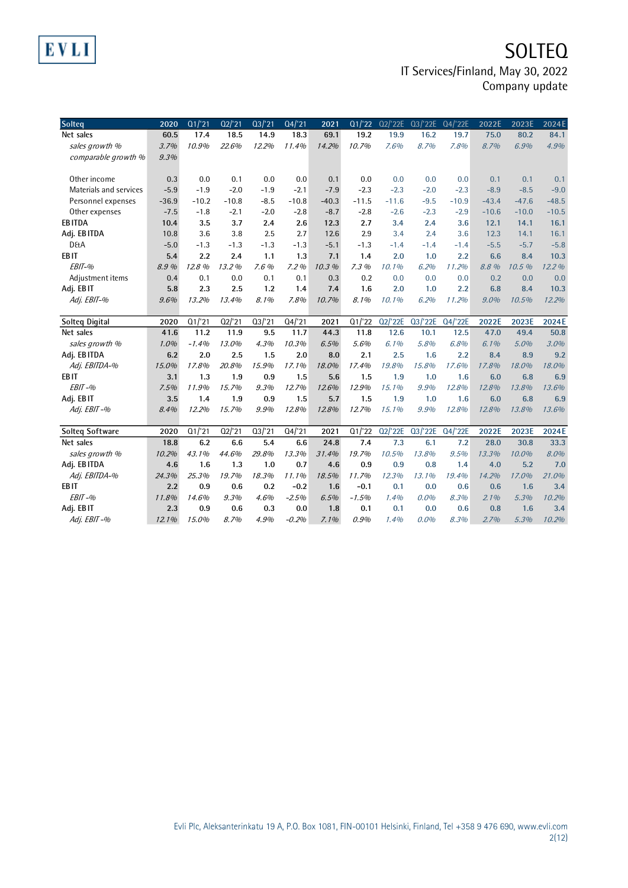| Solteq | 2020 | Q1/'21 | Q2/'21 | Q3/'21 | Q4/'21 | 2021 | Q1/'22 | Q2/'22E | Q3/'22E | Q4/'22E | 2022E | 2023E | 2024E |
|---|---|---|---|---|---|---|---|---|---|---|---|---|---|
| Net sales | 60.5 | 17.4 | 18.5 | 14.9 | 18.3 | 69.1 | 19.2 | 19.9 | 16.2 | 19.7 | 75.0 | 80.2 | 84.1 |
| *sales growth %* | *3.7%* | *10.9%* | *22.6%* | *12.2%* | *11.4%* | *14.2%* | *10.7%* | *7.6%* | *8.7%* | *7.8%* | *8.7%* | *6.9%* | *4.9%* |
| *comparable growth %* | *9.3%* | | | | | | | | | | | | |
| | | | | | | | | | | | | | |
| Other income | 0.3 | 0.0 | 0.1 | 0.0 | 0.0 | 0.1 | 0.0 | 0.0 | 0.0 | 0.0 | 0.1 | 0.1 | 0.1 |
| Materials and services | -5.9 | -1.9 | -2.0 | -1.9 | -2.1 | -7.9 | -2.3 | -2.3 | -2.0 | -2.3 | -8.9 | -8.5 | -9.0 |
| Personnel expenses | -36.9 | -10.2 | -10.8 | -8.5 | -10.8 | -40.3 | -11.5 | -11.6 | -9.5 | -10.9 | -43.4 | -47.6 | -48.5 |
| Other expenses | -7.5 | -1.8 | -2.1 | -2.0 | -2.8 | -8.7 | -2.8 | -2.6 | -2.3 | -2.9 | -10.6 | -10.0 | -10.5 |
| **EBITDA** | 10.4 | 3.5 | 3.7 | 2.4 | 2.6 | 12.3 | 2.7 | 3.4 | 2.4 | 3.6 | 12.1 | 14.1 | 16.1 |
| **Adj. EBITDA** | 10.8 | 3.6 | 3.8 | 2.5 | 2.7 | 12.6 | 2.9 | 3.4 | 2.4 | 3.6 | 12.3 | 14.1 | 16.1 |
| D&A | -5.0 | -1.3 | -1.3 | -1.3 | -1.3 | -5.1 | -1.3 | -1.4 | -1.4 | -1.4 | -5.5 | -5.7 | -5.8 |
| **EBIT** | 5.4 | 2.2 | 2.4 | 1.1 | 1.3 | 7.1 | 1.4 | 2.0 | 1.0 | 2.2 | 6.6 | 8.4 | 10.3 |
| *EBIT-%* | *8.9 %* | *12.8 %* | *13.2 %* | *7.6 %* | *7.2 %* | *10.3 %* | *7.3 %* | *10.1%* | *6.2%* | *11.2%* | *8.8 %* | *10.5 %* | *12.2 %* |
| Adjustment items | 0.4 | 0.1 | 0.0 | 0.1 | 0.1 | 0.3 | 0.2 | 0.0 | 0.0 | 0.0 | 0.2 | 0.0 | 0.0 |
| **Adj. EBIT** | 5.8 | 2.3 | 2.5 | 1.2 | 1.4 | 7.4 | 1.6 | 2.0 | 1.0 | 2.2 | 6.8 | 8.4 | 10.3 |
| *Adj. EBIT-%* | *9.6%* | *13.2%* | *13.4%* | *8.1%* | *7.8%* | *10.7%* | *8.1%* | *10.1%* | *6.2%* | *11.2%* | *9.0%* | *10.5%* | *12.2%* |

| Solteq Digital | 2020 | Q1/'21 | Q2/'21 | Q3/'21 | Q4/'21 | 2021 | Q1/'22 | Q2/'22E | Q3/'22E | Q4/'22E | 2022E | 2023E | 2024E |
|---|---|---|---|---|---|---|---|---|---|---|---|---|---|
| Net sales | 41.6 | 11.2 | 11.9 | 9.5 | 11.7 | 44.3 | 11.8 | 12.6 | 10.1 | 12.5 | 47.0 | 49.4 | 50.8 |
| *sales growth %* | *1.0%* | *-1.4%* | *13.0%* | *4.3%* | *10.3%* | *6.5%* | *5.6%* | *6.1%* | *5.8%* | *6.8%* | *6.1%* | *5.0%* | *3.0%* |
| **Adj. EBITDA** | 6.2 | 2.0 | 2.5 | 1.5 | 2.0 | 8.0 | 2.1 | 2.5 | 1.6 | 2.2 | 8.4 | 8.9 | 9.2 |
| *Adj. EBITDA-%* | *15.0%* | *17.8%* | *20.8%* | *15.9%* | *17.1%* | *18.0%* | *17.4%* | *19.8%* | *15.8%* | *17.6%* | *17.8%* | *18.0%* | *18.0%* |
| **EBIT** | 3.1 | 1.3 | 1.9 | 0.9 | 1.5 | 5.6 | 1.5 | 1.9 | 1.0 | 1.6 | 6.0 | 6.8 | 6.9 |
| *EBIT-%* | *7.5%* | *11.9%* | *15.7%* | *9.3%* | *12.7%* | *12.6%* | *12.9%* | *15.1%* | *9.9%* | *12.8%* | *12.8%* | *13.8%* | *13.6%* |
| **Adj. EBIT** | 3.5 | 1.4 | 1.9 | 0.9 | 1.5 | 5.7 | 1.5 | 1.9 | 1.0 | 1.6 | 6.0 | 6.8 | 6.9 |
| *Adj. EBIT-%* | *8.4%* | *12.2%* | *15.7%* | *9.9%* | *12.8%* | *12.8%* | *12.7%* | *15.1%* | *9.9%* | *12.8%* | *12.8%* | *13.8%* | *13.6%* |

| Solteq Software | 2020 | Q1/'21 | Q2/'21 | Q3/'21 | Q4/'21 | 2021 | Q1/'22 | Q2/'22E | Q3/'22E | Q4/'22E | 2022E | 2023E | 2024E |
|---|---|---|---|---|---|---|---|---|---|---|---|---|---|
| Net sales | 18.8 | 6.2 | 6.6 | 5.4 | 6.6 | 24.8 | 7.4 | 7.3 | 6.1 | 7.2 | 28.0 | 30.8 | 33.3 |
| *sales growth %* | *10.2%* | *43.1%* | *44.6%* | *29.8%* | *13.3%* | *31.4%* | *19.7%* | *10.5%* | *13.8%* | *9.5%* | *13.3%* | *10.0%* | *8.0%* |
| **Adj. EBITDA** | 4.6 | 1.6 | 1.3 | 1.0 | 0.7 | 4.6 | 0.9 | 0.9 | 0.8 | 1.4 | 4.0 | 5.2 | 7.0 |
| *Adj. EBITDA-%* | *24.3%* | *25.3%* | *19.7%* | *18.3%* | *11.1%* | *18.5%* | *11.7%* | *12.3%* | *13.1%* | *19.4%* | *14.2%* | *17.0%* | *21.0%* |
| **EBIT** | 2.2 | 0.9 | 0.6 | 0.2 | -0.2 | 1.6 | -0.1 | 0.1 | 0.0 | 0.6 | 0.6 | 1.6 | 3.4 |
| *EBIT-%* | *11.8%* | *14.6%* | *9.3%* | *4.6%* | *-2.5%* | *6.5%* | *-1.5%* | *1.4%* | *0.0%* | *8.3%* | *2.1%* | *5.3%* | *10.2%* |
| **Adj. EBIT** | 2.3 | 0.9 | 0.6 | 0.3 | 0.0 | 1.8 | 0.1 | 0.1 | 0.0 | 0.6 | 0.8 | 1.6 | 3.4 |
| *Adj. EBIT-%* | *12.1%* | *15.0%* | *8.7%* | *4.9%* | *-0.2%* | *7.1%* | *0.9%* | *1.4%* | *0.0%* | *8.3%* | *2.7%* | *5.3%* | *10.2%* |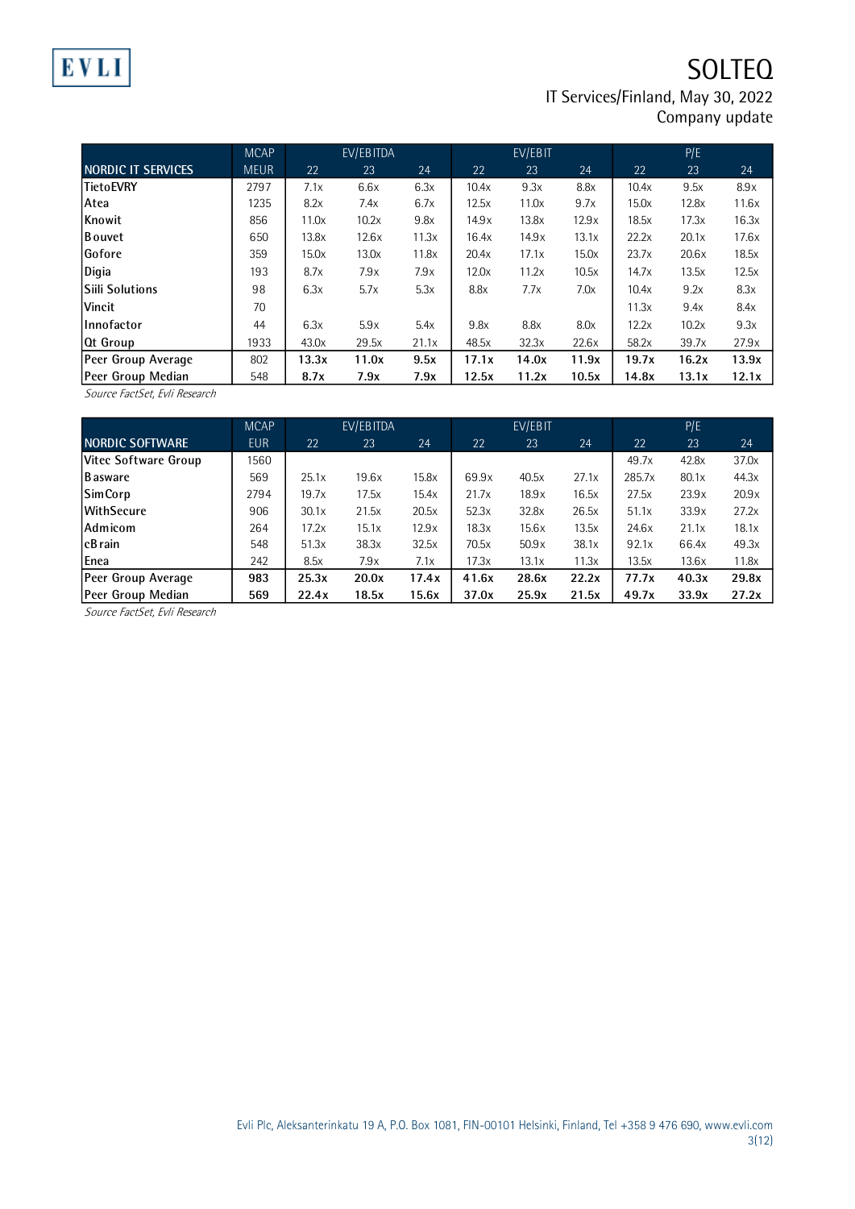| NORDIC IT SERVICES | MCAP MEUR | EV/EBITDA 22 | EV/EBITDA 23 | EV/EBITDA 24 | EV/EBIT 22 | EV/EBIT 23 | EV/EBIT 24 | P/E 22 | P/E 23 | P/E 24 |
|---|---|---|---|---|---|---|---|---|---|---|
| TietoEVRY | 2797 | 7.1x | 6.6x | 6.3x | 10.4x | 9.3x | 8.8x | 10.4x | 9.5x | 8.9x |
| Atea | 1235 | 8.2x | 7.4x | 6.7x | 12.5x | 11.0x | 9.7x | 15.0x | 12.8x | 11.6x |
| Knowit | 856 | 11.0x | 10.2x | 9.8x | 14.9x | 13.8x | 12.9x | 18.5x | 17.3x | 16.3x |
| Bouvet | 650 | 13.8x | 12.6x | 11.3x | 16.4x | 14.9x | 13.1x | 22.2x | 20.1x | 17.6x |
| Gofore | 359 | 15.0x | 13.0x | 11.8x | 20.4x | 17.1x | 15.0x | 23.7x | 20.6x | 18.5x |
| Digia | 193 | 8.7x | 7.9x | 7.9x | 12.0x | 11.2x | 10.5x | 14.7x | 13.5x | 12.5x |
| Siili Solutions | 98 | 6.3x | 5.7x | 5.3x | 8.8x | 7.7x | 7.0x | 10.4x | 9.2x | 8.3x |
| Vincit | 70 | | | | | | | 11.3x | 9.4x | 8.4x |
| Innofactor | 44 | 6.3x | 5.9x | 5.4x | 9.8x | 8.8x | 8.0x | 12.2x | 10.2x | 9.3x |
| Qt Group | 1933 | 43.0x | 29.5x | 21.1x | 48.5x | 32.3x | 22.6x | 58.2x | 39.7x | 27.9x |
| **Peer Group Average** | 802 | **13.3x** | **11.0x** | **9.5x** | **17.1x** | **14.0x** | **11.9x** | **19.7x** | **16.2x** | **13.9x** |
| **Peer Group Median** | 548 | **8.7x** | **7.9x** | **7.9x** | **12.5x** | **11.2x** | **10.5x** | **14.8x** | **13.1x** | **12.1x** |

*Source FactSet, Evli Research*

| NORDIC SOFTWARE | MCAP EUR | EV/EBITDA 22 | EV/EBITDA 23 | EV/EBITDA 24 | EV/EBIT 22 | EV/EBIT 23 | EV/EBIT 24 | P/E 22 | P/E 23 | P/E 24 |
|---|---|---|---|---|---|---|---|---|---|---|
| Vitec Software Group | 1560 | | | | | | | 49.7x | 42.8x | 37.0x |
| Basware | 569 | 25.1x | 19.6x | 15.8x | 69.9x | 40.5x | 27.1x | 285.7x | 80.1x | 44.3x |
| SimCorp | 2794 | 19.7x | 17.5x | 15.4x | 21.7x | 18.9x | 16.5x | 27.5x | 23.9x | 20.9x |
| WithSecure | 906 | 30.1x | 21.5x | 20.5x | 52.3x | 32.8x | 26.5x | 51.1x | 33.9x | 27.2x |
| Admicom | 264 | 17.2x | 15.1x | 12.9x | 18.3x | 15.6x | 13.5x | 24.6x | 21.1x | 18.1x |
| cBrain | 548 | 51.3x | 38.3x | 32.5x | 70.5x | 50.9x | 38.1x | 92.1x | 66.4x | 49.3x |
| Enea | 242 | 8.5x | 7.9x | 7.1x | 17.3x | 13.1x | 11.3x | 13.5x | 13.6x | 11.8x |
| **Peer Group Average** | **983** | **25.3x** | **20.0x** | **17.4x** | **41.6x** | **28.6x** | **22.2x** | **77.7x** | **40.3x** | **29.8x** |
| **Peer Group Median** | **569** | **22.4x** | **18.5x** | **15.6x** | **37.0x** | **25.9x** | **21.5x** | **49.7x** | **33.9x** | **27.2x** |

*Source FactSet, Evli Research*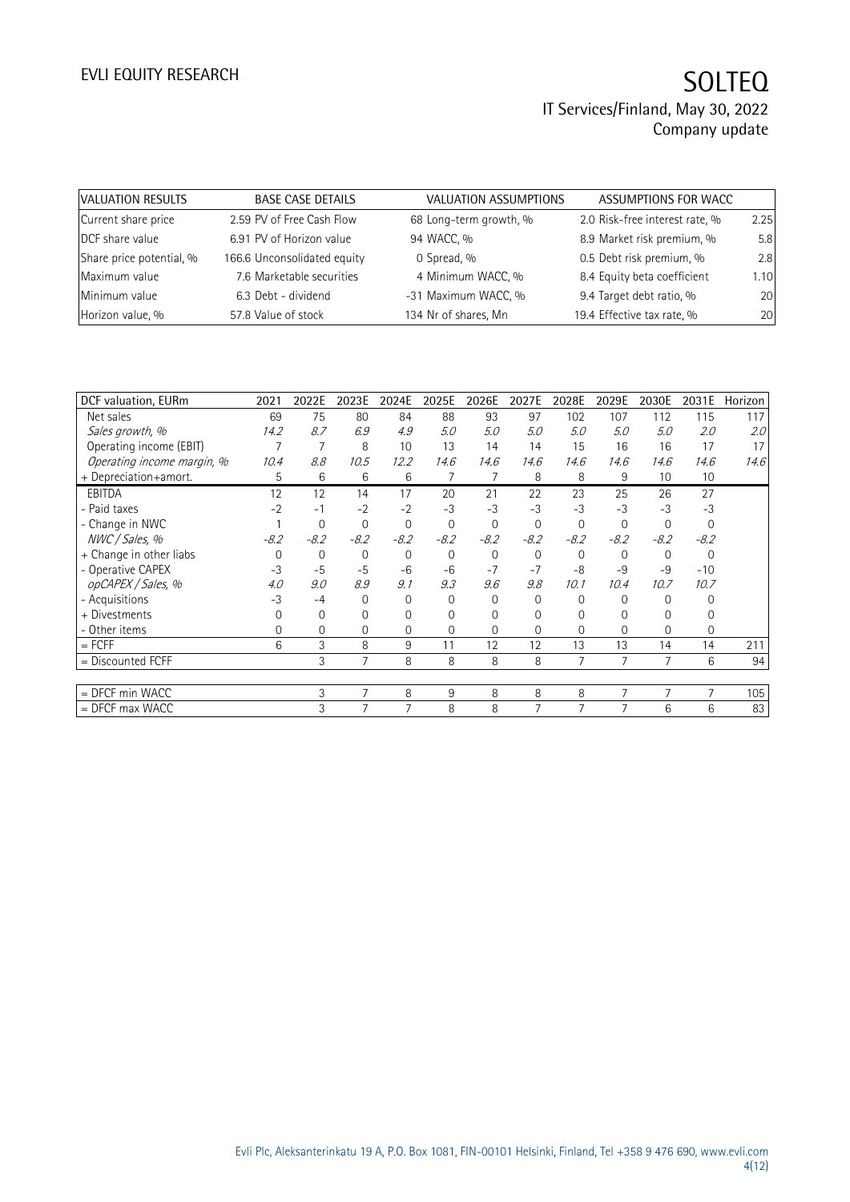| VALUATION RESULTS | BASE CASE DETAILS | | VALUATION ASSUMPTIONS | | ASSUMPTIONS FOR WACC | |
|---|---|---|---|---|---|---|
| Current share price | 2.59 | PV of Free Cash Flow | 68 | Long-term growth, % | 2.0 | Risk-free interest rate, % | 2.25 |
| DCF share value | 6.91 | PV of Horizon value | 94 | WACC, % | 8.9 | Market risk premium, % | 5.8 |
| Share price potential, % | 166.6 | Unconsolidated equity | 0 | Spread, % | 0.5 | Debt risk premium, % | 2.8 |
| Maximum value | 7.6 | Marketable securities | 4 | Minimum WACC, % | 8.4 | Equity beta coefficient | 1.10 |
| Minimum value | 6.3 | Debt - dividend | -31 | Maximum WACC, % | 9.4 | Target debt ratio, % | 20 |
| Horizon value, % | 57.8 | Value of stock | 134 | Nr of shares, Mn | 19.4 | Effective tax rate, % | 20 |

| DCF valuation, EURm | 2021 | 2022E | 2023E | 2024E | 2025E | 2026E | 2027E | 2028E | 2029E | 2030E | 2031E | Horizon |
|---|---|---|---|---|---|---|---|---|---|---|---|---|
| Net sales | 69 | 75 | 80 | 84 | 88 | 93 | 97 | 102 | 107 | 112 | 115 | 117 |
| *Sales growth, %* | *14.2* | *8.7* | *6.9* | *4.9* | *5.0* | *5.0* | *5.0* | *5.0* | *5.0* | *5.0* | *2.0* | *2.0* |
| Operating income (EBIT) | 7 | 7 | 8 | 10 | 13 | 14 | 14 | 15 | 16 | 16 | 17 | 17 |
| *Operating income margin, %* | *10.4* | *8.8* | *10.5* | *12.2* | *14.6* | *14.6* | *14.6* | *14.6* | *14.6* | *14.6* | *14.6* | *14.6* |
| + Depreciation+amort. | 5 | 6 | 6 | 6 | 7 | 7 | 8 | 8 | 9 | 10 | 10 | |
| EBITDA | 12 | 12 | 14 | 17 | 20 | 21 | 22 | 23 | 25 | 26 | 27 | |
| - Paid taxes | -2 | -1 | -2 | -2 | -3 | -3 | -3 | -3 | -3 | -3 | -3 | |
| - Change in NWC | 1 | 0 | 0 | 0 | 0 | 0 | 0 | 0 | 0 | 0 | 0 | |
| *NWC / Sales, %* | *-8.2* | *-8.2* | *-8.2* | *-8.2* | *-8.2* | *-8.2* | *-8.2* | *-8.2* | *-8.2* | *-8.2* | *-8.2* | |
| + Change in other liabs | 0 | 0 | 0 | 0 | 0 | 0 | 0 | 0 | 0 | 0 | 0 | |
| - Operative CAPEX | -3 | -5 | -5 | -6 | -6 | -7 | -7 | -8 | -9 | -9 | -10 | |
| *opCAPEX / Sales, %* | *4.0* | *9.0* | *8.9* | *9.1* | *9.3* | *9.6* | *9.8* | *10.1* | *10.4* | *10.7* | *10.7* | |
| - Acquisitions | -3 | -4 | 0 | 0 | 0 | 0 | 0 | 0 | 0 | 0 | 0 | |
| + Divestments | 0 | 0 | 0 | 0 | 0 | 0 | 0 | 0 | 0 | 0 | 0 | |
| - Other items | 0 | 0 | 0 | 0 | 0 | 0 | 0 | 0 | 0 | 0 | 0 | |
| = FCFF | 6 | 3 | 8 | 9 | 11 | 12 | 12 | 13 | 13 | 14 | 14 | 211 |
| = Discounted FCFF | | 3 | 7 | 8 | 8 | 8 | 8 | 7 | 7 | 7 | 6 | 94 |
| | | | | | | | | | | | | |
| = DFCF min WACC | | 3 | 7 | 8 | 9 | 8 | 8 | 8 | 7 | 7 | 7 | 105 |
| = DFCF max WACC | | 3 | 7 | 7 | 8 | 8 | 7 | 7 | 7 | 6 | 6 | 83 |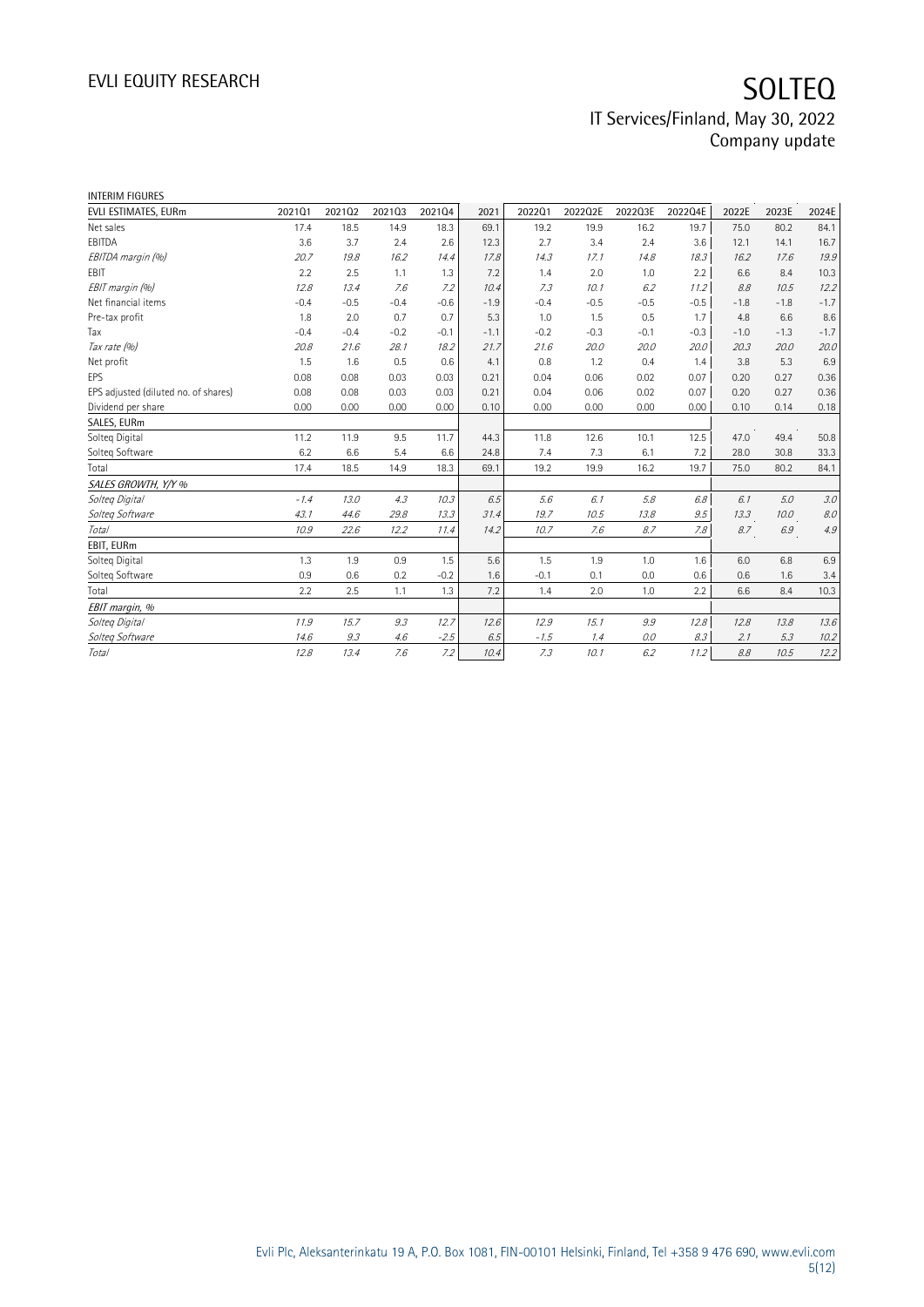INTERIM FIGURES

| EVLI ESTIMATES, EURm | 2021Q1 | 2021Q2 | 2021Q3 | 2021Q4 | 2021 | 2022Q1 | 2022Q2E | 2022Q3E | 2022Q4E | 2022E | 2023E | 2024E |
|---|---|---|---|---|---|---|---|---|---|---|---|---|
| Net sales | 17.4 | 18.5 | 14.9 | 18.3 | 69.1 | 19.2 | 19.9 | 16.2 | 19.7 | 75.0 | 80.2 | 84.1 |
| EBITDA | 3.6 | 3.7 | 2.4 | 2.6 | 12.3 | 2.7 | 3.4 | 2.4 | 3.6 | 12.1 | 14.1 | 16.7 |
| *EBITDA margin (%)* | *20.7* | *19.8* | *16.2* | *14.4* | *17.8* | *14.3* | *17.1* | *14.8* | *18.3* | *16.2* | *17.6* | *19.9* |
| EBIT | 2.2 | 2.5 | 1.1 | 1.3 | 7.2 | 1.4 | 2.0 | 1.0 | 2.2 | 6.6 | 8.4 | 10.3 |
| *EBIT margin (%)* | *12.8* | *13.4* | *7.6* | *7.2* | *10.4* | *7.3* | *10.1* | *6.2* | *11.2* | *8.8* | *10.5* | *12.2* |
| Net financial items | -0.4 | -0.5 | -0.4 | -0.6 | -1.9 | -0.4 | -0.5 | -0.5 | -0.5 | -1.8 | -1.8 | -1.7 |
| Pre-tax profit | 1.8 | 2.0 | 0.7 | 0.7 | 5.3 | 1.0 | 1.5 | 0.5 | 1.7 | 4.8 | 6.6 | 8.6 |
| Tax | -0.4 | -0.4 | -0.2 | -0.1 | -1.1 | -0.2 | -0.3 | -0.1 | -0.3 | -1.0 | -1.3 | -1.7 |
| *Tax rate (%)* | *20.8* | *21.6* | *28.1* | *18.2* | *21.7* | *21.6* | *20.0* | *20.0* | *20.0* | *20.3* | *20.0* | *20.0* |
| Net profit | 1.5 | 1.6 | 0.5 | 0.6 | 4.1 | 0.8 | 1.2 | 0.4 | 1.4 | 3.8 | 5.3 | 6.9 |
| EPS | 0.08 | 0.08 | 0.03 | 0.03 | 0.21 | 0.04 | 0.06 | 0.02 | 0.07 | 0.20 | 0.27 | 0.36 |
| EPS adjusted (diluted no. of shares) | 0.08 | 0.08 | 0.03 | 0.03 | 0.21 | 0.04 | 0.06 | 0.02 | 0.07 | 0.20 | 0.27 | 0.36 |
| Dividend per share | 0.00 | 0.00 | 0.00 | 0.00 | 0.10 | 0.00 | 0.00 | 0.00 | 0.00 | 0.10 | 0.14 | 0.18 |
| SALES, EURm | | | | | | | | | | | | |
| Solteq Digital | 11.2 | 11.9 | 9.5 | 11.7 | 44.3 | 11.8 | 12.6 | 10.1 | 12.5 | 47.0 | 49.4 | 50.8 |
| Solteq Software | 6.2 | 6.6 | 5.4 | 6.6 | 24.8 | 7.4 | 7.3 | 6.1 | 7.2 | 28.0 | 30.8 | 33.3 |
| Total | 17.4 | 18.5 | 14.9 | 18.3 | 69.1 | 19.2 | 19.9 | 16.2 | 19.7 | 75.0 | 80.2 | 84.1 |
| *SALES GROWTH, Y/Y %* | | | | | | | | | | | | |
| *Solteq Digital* | *-1.4* | *13.0* | *4.3* | *10.3* | *6.5* | *5.6* | *6.1* | *5.8* | *6.8* | *6.1* | *5.0* | *3.0* |
| *Solteq Software* | *43.1* | *44.6* | *29.8* | *13.3* | *31.4* | *19.7* | *10.5* | *13.8* | *9.5* | *13.3* | *10.0* | *8.0* |
| *Total* | *10.9* | *22.6* | *12.2* | *11.4* | *14.2* | *10.7* | *7.6* | *8.7* | *7.8* | *8.7* | *6.9* | *4.9* |
| EBIT, EURm | | | | | | | | | | | | |
| Solteq Digital | 1.3 | 1.9 | 0.9 | 1.5 | 5.6 | 1.5 | 1.9 | 1.0 | 1.6 | 6.0 | 6.8 | 6.9 |
| Solteq Software | 0.9 | 0.6 | 0.2 | -0.2 | 1.6 | -0.1 | 0.1 | 0.0 | 0.6 | 0.6 | 1.6 | 3.4 |
| Total | 2.2 | 2.5 | 1.1 | 1.3 | 7.2 | 1.4 | 2.0 | 1.0 | 2.2 | 6.6 | 8.4 | 10.3 |
| *EBIT margin, %* | | | | | | | | | | | | |
| *Solteq Digital* | *11.9* | *15.7* | *9.3* | *12.7* | *12.6* | *12.9* | *15.1* | *9.9* | *12.8* | *12.8* | *13.8* | *13.6* |
| *Solteq Software* | *14.6* | *9.3* | *4.6* | *-2.5* | *6.5* | *-1.5* | *1.4* | *0.0* | *8.3* | *2.1* | *5.3* | *10.2* |
| *Total* | *12.8* | *13.4* | *7.6* | *7.2* | *10.4* | *7.3* | *10.1* | *6.2* | *11.2* | *8.8* | *10.5* | *12.2* |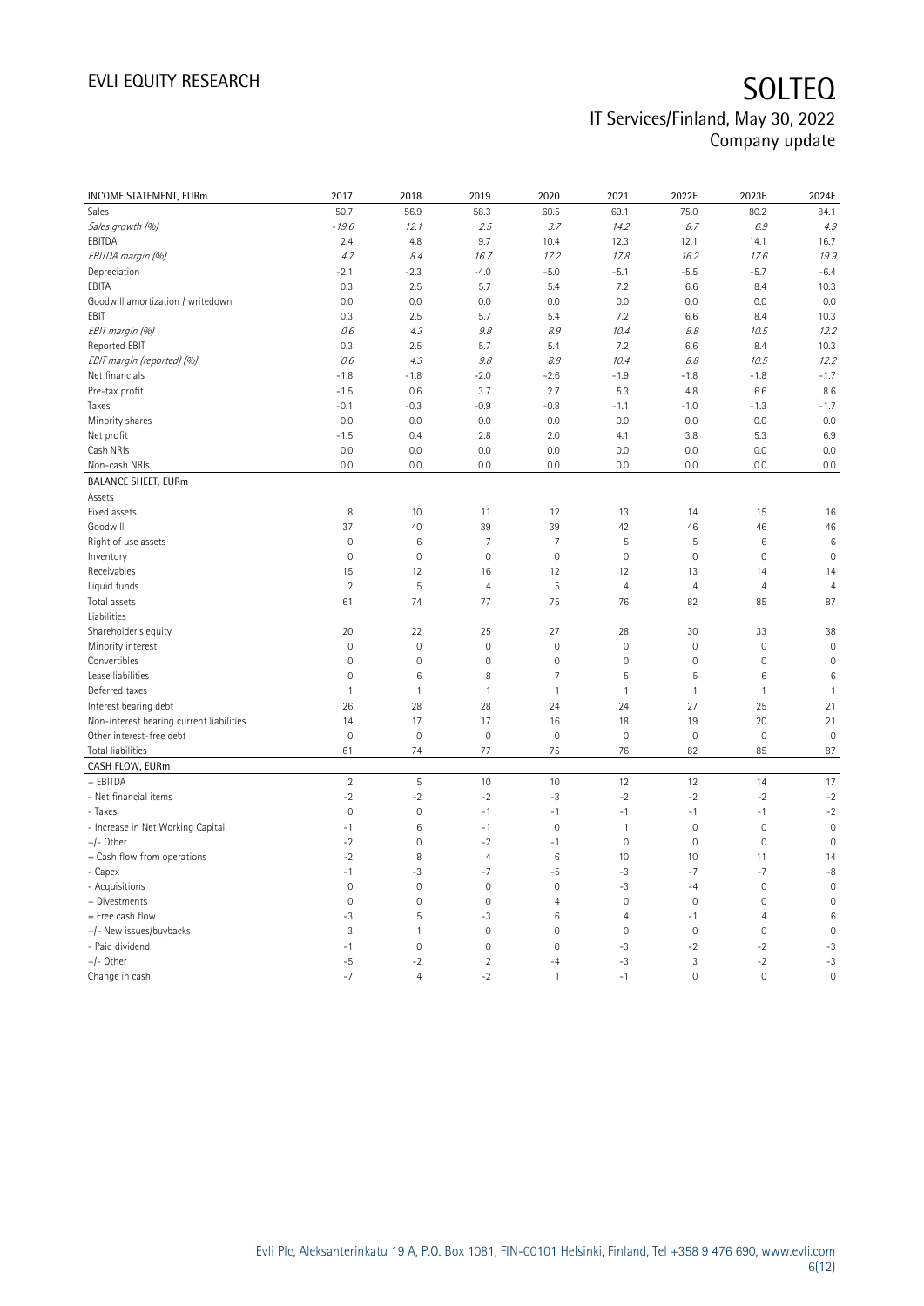| INCOME STATEMENT, EURm | 2017 | 2018 | 2019 | 2020 | 2021 | 2022E | 2023E | 2024E |
|---|---|---|---|---|---|---|---|---|
| Sales | 50.7 | 56.9 | 58.3 | 60.5 | 69.1 | 75.0 | 80.2 | 84.1 |
| *Sales growth (%)* | *-19.6* | *12.1* | *2.5* | *3.7* | *14.2* | *8.7* | *6.9* | *4.9* |
| EBITDA | 2.4 | 4.8 | 9.7 | 10.4 | 12.3 | 12.1 | 14.1 | 16.7 |
| *EBITDA margin (%)* | *4.7* | *8.4* | *16.7* | *17.2* | *17.8* | *16.2* | *17.6* | *19.9* |
| Depreciation | -2.1 | -2.3 | -4.0 | -5.0 | -5.1 | -5.5 | -5.7 | -6.4 |
| EBITA | 0.3 | 2.5 | 5.7 | 5.4 | 7.2 | 6.6 | 8.4 | 10.3 |
| Goodwill amortization / writedown | 0.0 | 0.0 | 0.0 | 0.0 | 0.0 | 0.0 | 0.0 | 0.0 |
| EBIT | 0.3 | 2.5 | 5.7 | 5.4 | 7.2 | 6.6 | 8.4 | 10.3 |
| *EBIT margin (%)* | *0.6* | *4.3* | *9.8* | *8.9* | *10.4* | *8.8* | *10.5* | *12.2* |
| Reported EBIT | 0.3 | 2.5 | 5.7 | 5.4 | 7.2 | 6.6 | 8.4 | 10.3 |
| *EBIT margin (reported) (%)* | *0.6* | *4.3* | *9.8* | *8.8* | *10.4* | *8.8* | *10.5* | *12.2* |
| Net financials | -1.8 | -1.8 | -2.0 | -2.6 | -1.9 | -1.8 | -1.8 | -1.7 |
| Pre-tax profit | -1.5 | 0.6 | 3.7 | 2.7 | 5.3 | 4.8 | 6.6 | 8.6 |
| Taxes | -0.1 | -0.3 | -0.9 | -0.8 | -1.1 | -1.0 | -1.3 | -1.7 |
| Minority shares | 0.0 | 0.0 | 0.0 | 0.0 | 0.0 | 0.0 | 0.0 | 0.0 |
| Net profit | -1.5 | 0.4 | 2.8 | 2.0 | 4.1 | 3.8 | 5.3 | 6.9 |
| Cash NRIs | 0.0 | 0.0 | 0.0 | 0.0 | 0.0 | 0.0 | 0.0 | 0.0 |
| Non-cash NRIs | 0.0 | 0.0 | 0.0 | 0.0 | 0.0 | 0.0 | 0.0 | 0.0 |
| **BALANCE SHEET, EURm** | | | | | | | | |
| Assets | | | | | | | | |
| Fixed assets | 8 | 10 | 11 | 12 | 13 | 14 | 15 | 16 |
| Goodwill | 37 | 40 | 39 | 39 | 42 | 46 | 46 | 46 |
| Right of use assets | 0 | 6 | 7 | 7 | 5 | 5 | 6 | 6 |
| Inventory | 0 | 0 | 0 | 0 | 0 | 0 | 0 | 0 |
| Receivables | 15 | 12 | 16 | 12 | 12 | 13 | 14 | 14 |
| Liquid funds | 2 | 5 | 4 | 5 | 4 | 4 | 4 | 4 |
| Total assets | 61 | 74 | 77 | 75 | 76 | 82 | 85 | 87 |
| Liabilities | | | | | | | | |
| Shareholder's equity | 20 | 22 | 25 | 27 | 28 | 30 | 33 | 38 |
| Minority interest | 0 | 0 | 0 | 0 | 0 | 0 | 0 | 0 |
| Convertibles | 0 | 0 | 0 | 0 | 0 | 0 | 0 | 0 |
| Lease liabilities | 0 | 6 | 8 | 7 | 5 | 5 | 6 | 6 |
| Deferred taxes | 1 | 1 | 1 | 1 | 1 | 1 | 1 | 1 |
| Interest bearing debt | 26 | 28 | 28 | 24 | 24 | 27 | 25 | 21 |
| Non-interest bearing current liabilities | 14 | 17 | 17 | 16 | 18 | 19 | 20 | 21 |
| Other interest-free debt | 0 | 0 | 0 | 0 | 0 | 0 | 0 | 0 |
| Total liabilities | 61 | 74 | 77 | 75 | 76 | 82 | 85 | 87 |
| **CASH FLOW, EURm** | | | | | | | | |
| + EBITDA | 2 | 5 | 10 | 10 | 12 | 12 | 14 | 17 |
| - Net financial items | -2 | -2 | -2 | -3 | -2 | -2 | -2 | -2 |
| - Taxes | 0 | 0 | -1 | -1 | -1 | -1 | -1 | -2 |
| - Increase in Net Working Capital | -1 | 6 | -1 | 0 | 1 | 0 | 0 | 0 |
| +/- Other | -2 | 0 | -2 | -1 | 0 | 0 | 0 | 0 |
| = Cash flow from operations | -2 | 8 | 4 | 6 | 10 | 10 | 11 | 14 |
| - Capex | -1 | -3 | -7 | -5 | -3 | -7 | -7 | -8 |
| - Acquisitions | 0 | 0 | 0 | 0 | -3 | -4 | 0 | 0 |
| + Divestments | 0 | 0 | 0 | 4 | 0 | 0 | 0 | 0 |
| = Free cash flow | -3 | 5 | -3 | 6 | 4 | -1 | 4 | 6 |
| +/- New issues/buybacks | 3 | 1 | 0 | 0 | 0 | 0 | 0 | 0 |
| - Paid dividend | -1 | 0 | 0 | 0 | -3 | -2 | -2 | -3 |
| +/- Other | -5 | -2 | 2 | -4 | -3 | 3 | -2 | -3 |
| Change in cash | -7 | 4 | -2 | 1 | -1 | 0 | 0 | 0 |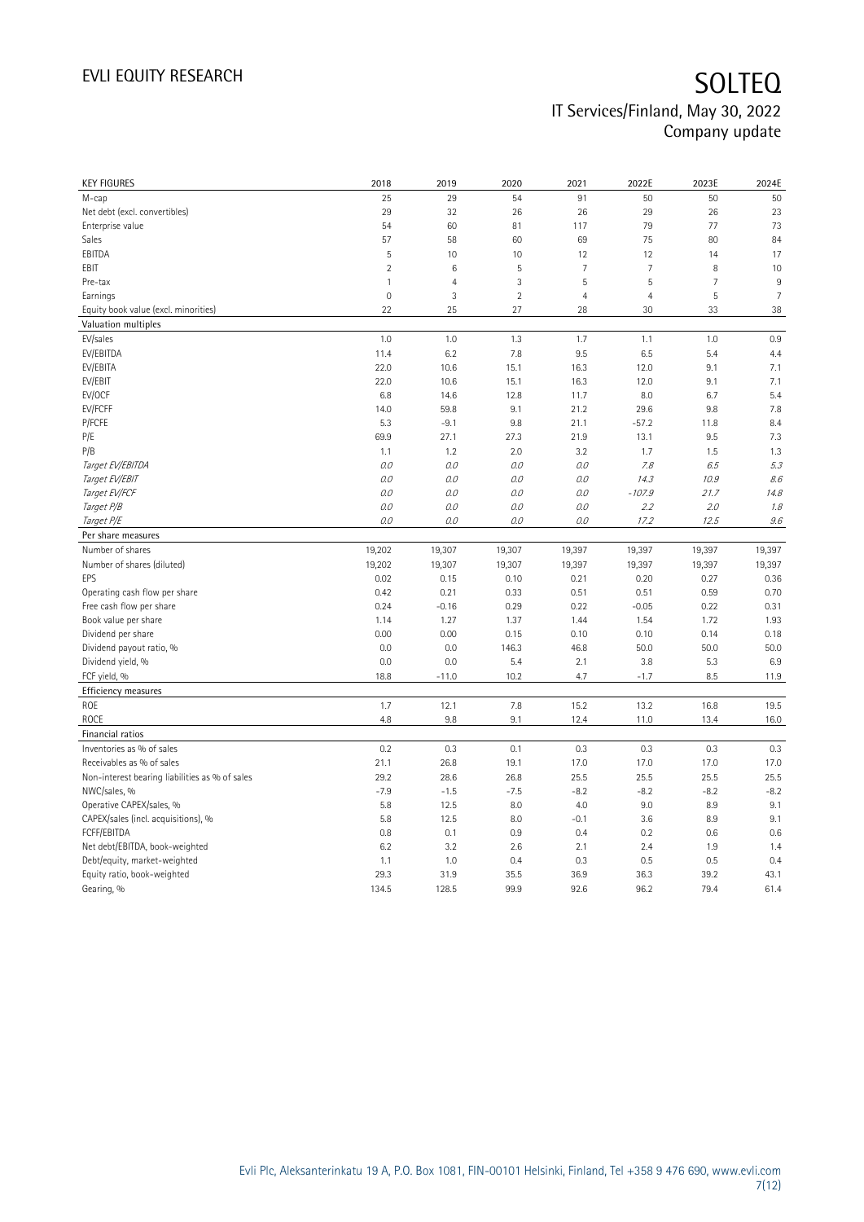| KEY FIGURES | 2018 | 2019 | 2020 | 2021 | 2022E | 2023E | 2024E |
|---|---|---|---|---|---|---|---|
| M-cap | 25 | 29 | 54 | 91 | 50 | 50 | 50 |
| Net debt (excl. convertibles) | 29 | 32 | 26 | 26 | 29 | 26 | 23 |
| Enterprise value | 54 | 60 | 81 | 117 | 79 | 77 | 73 |
| Sales | 57 | 58 | 60 | 69 | 75 | 80 | 84 |
| EBITDA | 5 | 10 | 10 | 12 | 12 | 14 | 17 |
| EBIT | 2 | 6 | 5 | 7 | 7 | 8 | 10 |
| Pre-tax | 1 | 4 | 3 | 5 | 5 | 7 | 9 |
| Earnings | 0 | 3 | 2 | 4 | 4 | 5 | 7 |
| Equity book value (excl. minorities) | 22 | 25 | 27 | 28 | 30 | 33 | 38 |
| **Valuation multiples** | | | | | | | |
| EV/sales | 1.0 | 1.0 | 1.3 | 1.7 | 1.1 | 1.0 | 0.9 |
| EV/EBITDA | 11.4 | 6.2 | 7.8 | 9.5 | 6.5 | 5.4 | 4.4 |
| EV/EBITA | 22.0 | 10.6 | 15.1 | 16.3 | 12.0 | 9.1 | 7.1 |
| EV/EBIT | 22.0 | 10.6 | 15.1 | 16.3 | 12.0 | 9.1 | 7.1 |
| EV/OCF | 6.8 | 14.6 | 12.8 | 11.7 | 8.0 | 6.7 | 5.4 |
| EV/FCFF | 14.0 | 59.8 | 9.1 | 21.2 | 29.6 | 9.8 | 7.8 |
| P/FCFE | 5.3 | -9.1 | 9.8 | 21.1 | -57.2 | 11.8 | 8.4 |
| P/E | 69.9 | 27.1 | 27.3 | 21.9 | 13.1 | 9.5 | 7.3 |
| P/B | 1.1 | 1.2 | 2.0 | 3.2 | 1.7 | 1.5 | 1.3 |
| *Target EV/EBITDA* | *0.0* | *0.0* | *0.0* | *0.0* | *7.8* | *6.5* | *5.3* |
| *Target EV/EBIT* | *0.0* | *0.0* | *0.0* | *0.0* | *14.3* | *10.9* | *8.6* |
| *Target EV/FCF* | *0.0* | *0.0* | *0.0* | *0.0* | *-107.9* | *21.7* | *14.8* |
| *Target P/B* | *0.0* | *0.0* | *0.0* | *0.0* | *2.2* | *2.0* | *1.8* |
| *Target P/E* | *0.0* | *0.0* | *0.0* | *0.0* | *17.2* | *12.5* | *9.6* |
| **Per share measures** | | | | | | | |
| Number of shares | 19,202 | 19,307 | 19,307 | 19,397 | 19,397 | 19,397 | 19,397 |
| Number of shares (diluted) | 19,202 | 19,307 | 19,307 | 19,397 | 19,397 | 19,397 | 19,397 |
| EPS | 0.02 | 0.15 | 0.10 | 0.21 | 0.20 | 0.27 | 0.36 |
| Operating cash flow per share | 0.42 | 0.21 | 0.33 | 0.51 | 0.51 | 0.59 | 0.70 |
| Free cash flow per share | 0.24 | -0.16 | 0.29 | 0.22 | -0.05 | 0.22 | 0.31 |
| Book value per share | 1.14 | 1.27 | 1.37 | 1.44 | 1.54 | 1.72 | 1.93 |
| Dividend per share | 0.00 | 0.00 | 0.15 | 0.10 | 0.10 | 0.14 | 0.18 |
| Dividend payout ratio, % | 0.0 | 0.0 | 146.3 | 46.8 | 50.0 | 50.0 | 50.0 |
| Dividend yield, % | 0.0 | 0.0 | 5.4 | 2.1 | 3.8 | 5.3 | 6.9 |
| FCF yield, % | 18.8 | -11.0 | 10.2 | 4.7 | -1.7 | 8.5 | 11.9 |
| **Efficiency measures** | | | | | | | |
| ROE | 1.7 | 12.1 | 7.8 | 15.2 | 13.2 | 16.8 | 19.5 |
| ROCE | 4.8 | 9.8 | 9.1 | 12.4 | 11.0 | 13.4 | 16.0 |
| **Financial ratios** | | | | | | | |
| Inventories as % of sales | 0.2 | 0.3 | 0.1 | 0.3 | 0.3 | 0.3 | 0.3 |
| Receivables as % of sales | 21.1 | 26.8 | 19.1 | 17.0 | 17.0 | 17.0 | 17.0 |
| Non-interest bearing liabilities as % of sales | 29.2 | 28.6 | 26.8 | 25.5 | 25.5 | 25.5 | 25.5 |
| NWC/sales, % | -7.9 | -1.5 | -7.5 | -8.2 | -8.2 | -8.2 | -8.2 |
| Operative CAPEX/sales, % | 5.8 | 12.5 | 8.0 | 4.0 | 9.0 | 8.9 | 9.1 |
| CAPEX/sales (incl. acquisitions), % | 5.8 | 12.5 | 8.0 | -0.1 | 3.6 | 8.9 | 9.1 |
| FCFF/EBITDA | 0.8 | 0.1 | 0.9 | 0.4 | 0.2 | 0.6 | 0.6 |
| Net debt/EBITDA, book-weighted | 6.2 | 3.2 | 2.6 | 2.1 | 2.4 | 1.9 | 1.4 |
| Debt/equity, market-weighted | 1.1 | 1.0 | 0.4 | 0.3 | 0.5 | 0.5 | 0.4 |
| Equity ratio, book-weighted | 29.3 | 31.9 | 35.5 | 36.9 | 36.3 | 39.2 | 43.1 |
| Gearing, % | 134.5 | 128.5 | 99.9 | 92.6 | 96.2 | 79.4 | 61.4 |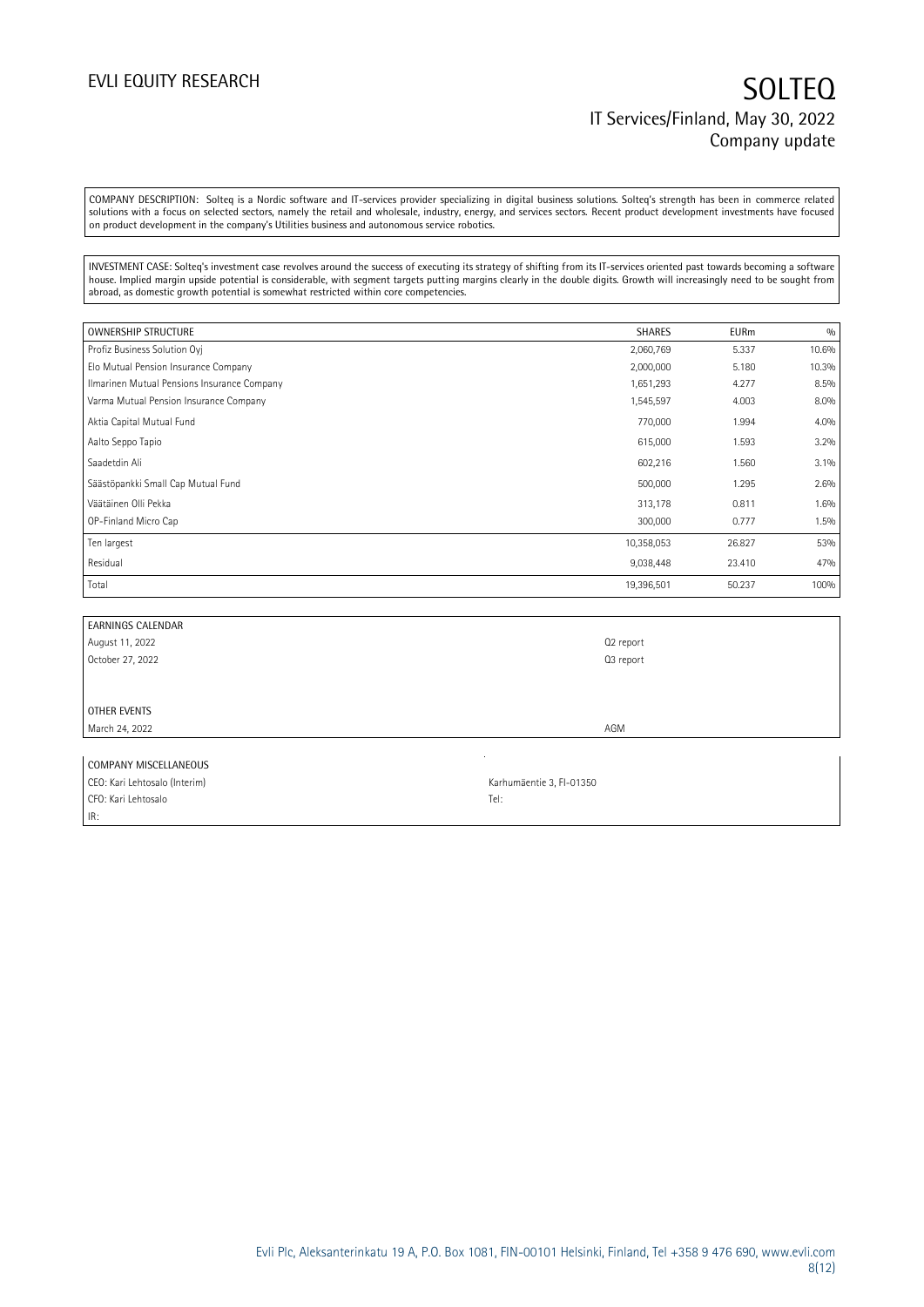COMPANY DESCRIPTION: Solteq is a Nordic software and IT-services provider specializing in digital business solutions. Solteq's strength has been in commerce related solutions with a focus on selected sectors, namely the retail and wholesale, industry, energy, and services sectors. Recent product development investments have focused on product development in the company's Utilities business and autonomous service robotics.

INVESTMENT CASE: Solteq's investment case revolves around the success of executing its strategy of shifting from its IT-services oriented past towards becoming a software house. Implied margin upside potential is considerable, with segment targets putting margins clearly in the double digits. Growth will increasingly need to be sought from abroad, as domestic growth potential is somewhat restricted within core competencies.

| OWNERSHIP STRUCTURE | SHARES | EURm | % |
|---|---|---|---|
| Profiz Business Solution Oyj | 2,060,769 | 5.337 | 10.6% |
| Elo Mutual Pension Insurance Company | 2,000,000 | 5.180 | 10.3% |
| Ilmarinen Mutual Pensions Insurance Company | 1,651,293 | 4.277 | 8.5% |
| Varma Mutual Pension Insurance Company | 1,545,597 | 4.003 | 8.0% |
| Aktia Capital Mutual Fund | 770,000 | 1.994 | 4.0% |
| Aalto Seppo Tapio | 615,000 | 1.593 | 3.2% |
| Saadetdin Ali | 602,216 | 1.560 | 3.1% |
| Säästöpankki Small Cap Mutual Fund | 500,000 | 1.295 | 2.6% |
| Väätäinen Olli Pekka | 313,178 | 0.811 | 1.6% |
| OP-Finland Micro Cap | 300,000 | 0.777 | 1.5% |
| Ten largest | 10,358,053 | 26.827 | 53% |
| Residual | 9,038,448 | 23.410 | 47% |
| Total | 19,396,501 | 50.237 | 100% |

| EARNINGS CALENDAR | |
|---|---|
| August 11, 2022 | Q2 report |
| October 27, 2022 | Q3 report |
| | |
| OTHER EVENTS | |
| March 24, 2022 | AGM |

| COMPANY MISCELLANEOUS | |
|---|---|
| CEO: Kari Lehtosalo (Interim) | Karhumäentie 3, FI-01350 |
| CFO: Kari Lehtosalo | Tel: |
| IR: | |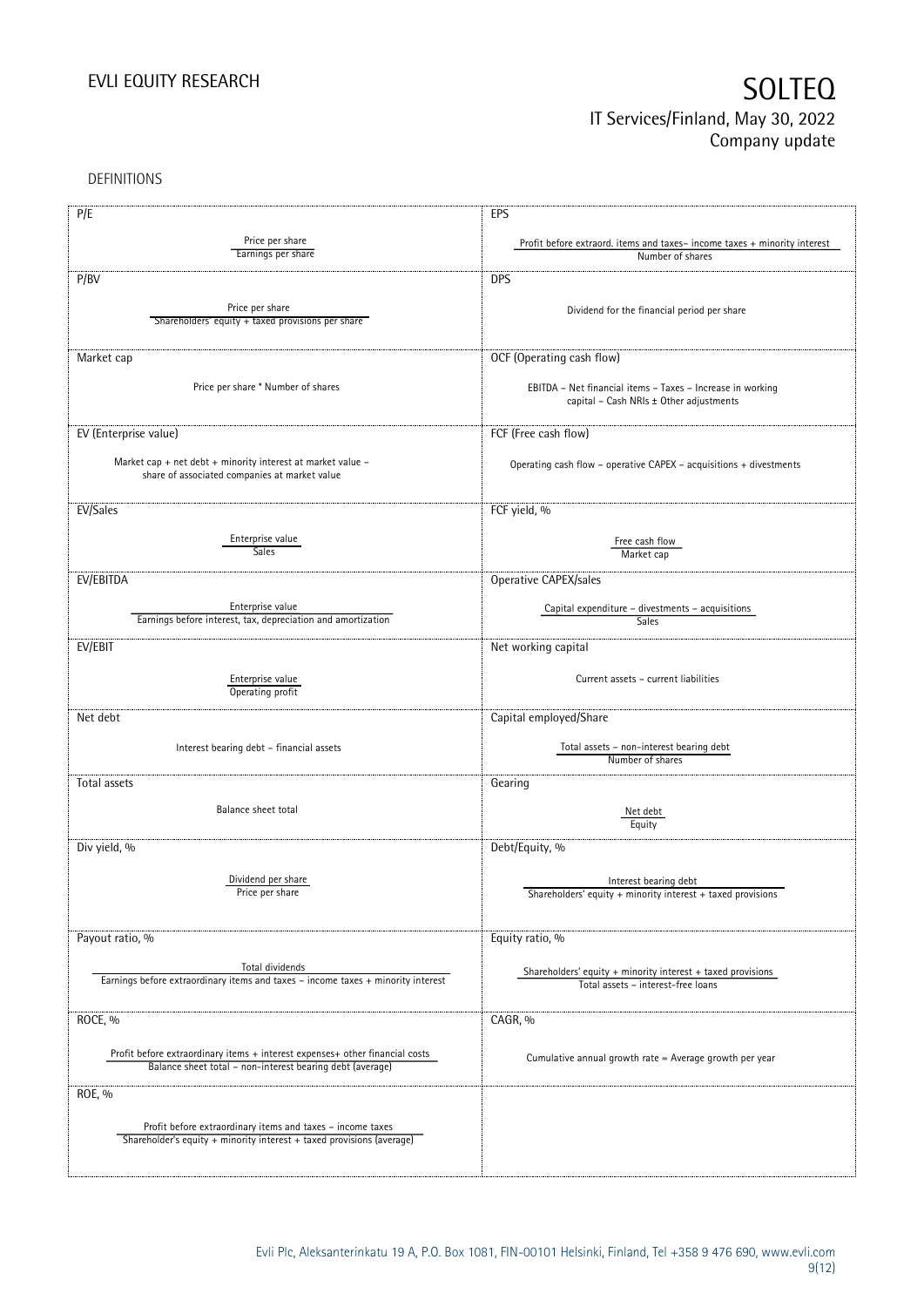DEFINITIONS

| P/E | EPS |
|---|---|
| $\frac{\text{Price per share}}{\text{Earnings per share}}$ | $\frac{\text{Profit before extraord. items and taxes– income taxes + minority interest}}{\text{Number of shares}}$ |
| **P/BV** | **DPS** |
| $\frac{\text{Price per share}}{\text{Shareholders' equity + taxed provisions per share}}$ | Dividend for the financial period per share |
| **Market cap** | **OCF (Operating cash flow)** |
| Price per share * Number of shares | EBITDA – Net financial items – Taxes – Increase in working capital – Cash NRIs ± Other adjustments |
| **EV (Enterprise value)** | **FCF (Free cash flow)** |
| Market cap + net debt + minority interest at market value – share of associated companies at market value | Operating cash flow – operative CAPEX – acquisitions + divestments |
| **EV/Sales** | **FCF yield, %** |
| $\frac{\text{Enterprise value}}{\text{Sales}}$ | $\frac{\text{Free cash flow}}{\text{Market cap}}$ |
| **EV/EBITDA** | **Operative CAPEX/sales** |
| $\frac{\text{Enterprise value}}{\text{Earnings before interest, tax, depreciation and amortization}}$ | $\frac{\text{Capital expenditure – divestments – acquisitions}}{\text{Sales}}$ |
| **EV/EBIT** | **Net working capital** |
| $\frac{\text{Enterprise value}}{\text{Operating profit}}$ | Current assets – current liabilities |
| **Net debt** | **Capital employed/Share** |
| Interest bearing debt – financial assets | $\frac{\text{Total assets – non-interest bearing debt}}{\text{Number of shares}}$ |
| **Total assets** | **Gearing** |
| Balance sheet total | $\frac{\text{Net debt}}{\text{Equity}}$ |
| **Div yield, %** | **Debt/Equity, %** |
| $\frac{\text{Dividend per share}}{\text{Price per share}}$ | $\frac{\text{Interest bearing debt}}{\text{Shareholders' equity + minority interest + taxed provisions}}$ |
| **Payout ratio, %** | **Equity ratio, %** |
| $\frac{\text{Total dividends}}{\text{Earnings before extraordinary items and taxes – income taxes + minority interest}}$ | $\frac{\text{Shareholders' equity + minority interest + taxed provisions}}{\text{Total assets – interest-free loans}}$ |
| **ROCE, %** | **CAGR, %** |
| $\frac{\text{Profit before extraordinary items + interest expenses+ other financial costs}}{\text{Balance sheet total – non-interest bearing debt (average)}}$ | Cumulative annual growth rate = Average growth per year |
| **ROE, %** | |
| $\frac{\text{Profit before extraordinary items and taxes – income taxes}}{\text{Shareholder's equity + minority interest + taxed provisions (average)}}$ | |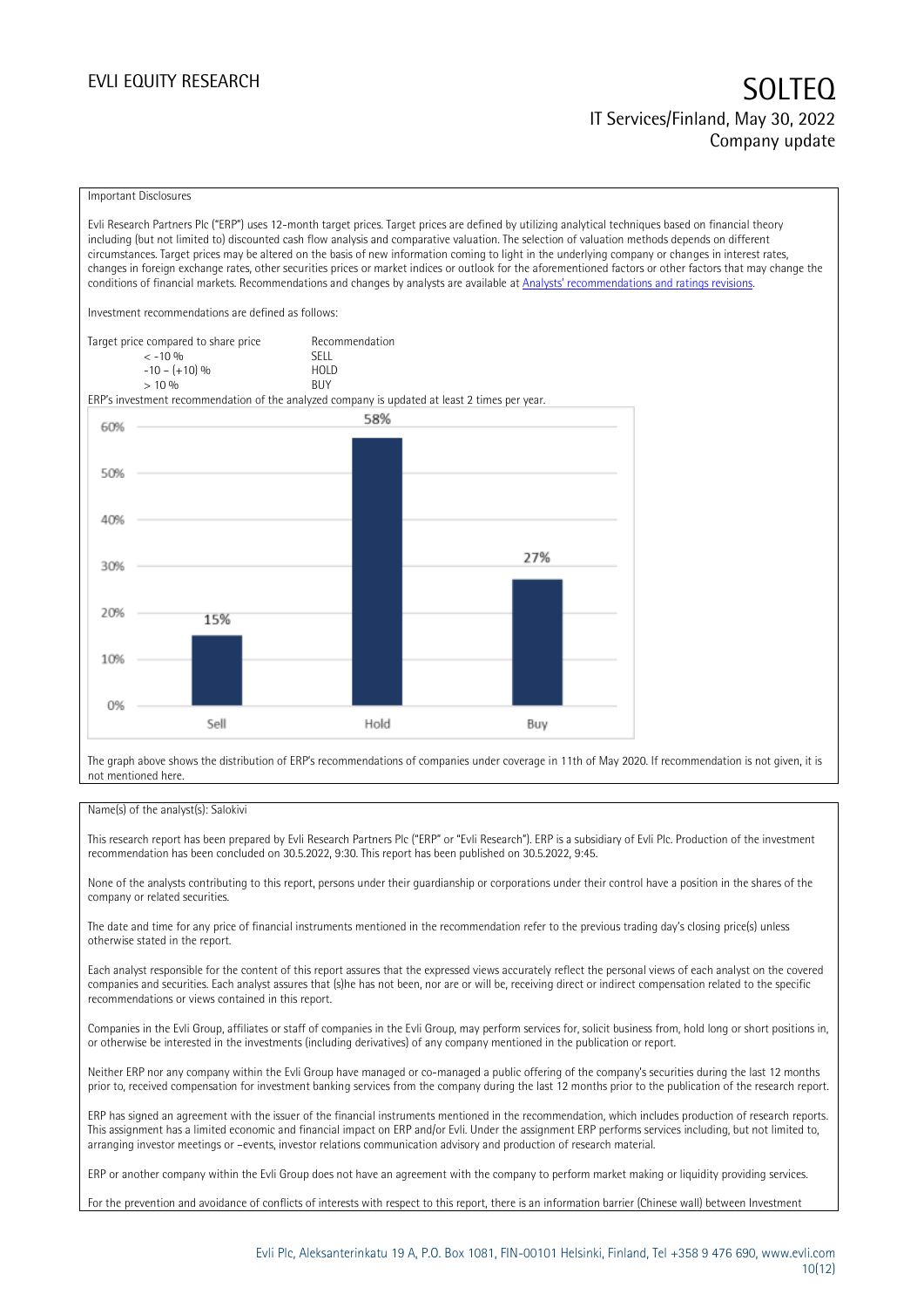Important Disclosures

Evli Research Partners Plc ("ERP") uses 12-month target prices. Target prices are defined by utilizing analytical techniques based on financial theory including (but not limited to) discounted cash flow analysis and comparative valuation. The selection of valuation methods depends on different circumstances. Target prices may be altered on the basis of new information coming to light in the underlying company or changes in interest rates, changes in foreign exchange rates, other securities prices or market indices or outlook for the aforementioned factors or other factors that may change the conditions of financial markets. Recommendations and changes by analysts are available at [Analysts' recommendations and ratings revisions](Analysts' recommendations and ratings revisions).

Investment recommendations are defined as follows:

| Target price compared to share price | Recommendation |
|---|---|
| < -10 % | SELL |
| -10 – (+10) % | HOLD |
| > 10 % | BUY |

ERP's investment recommendation of the analyzed company is updated at least 2 times per year.

| | Sell | Hold | Buy |
|---|---|---|---|
| Share | 15% | 58% | 27% |

The graph above shows the distribution of ERP's recommendations of companies under coverage in 11th of May 2020. If recommendation is not given, it is not mentioned here.

Name(s) of the analyst(s): Salokivi

This research report has been prepared by Evli Research Partners Plc ("ERP" or "Evli Research"). ERP is a subsidiary of Evli Plc. Production of the investment recommendation has been concluded on 30.5.2022, 9:30. This report has been published on 30.5.2022, 9:45.

None of the analysts contributing to this report, persons under their guardianship or corporations under their control have a position in the shares of the company or related securities.

The date and time for any price of financial instruments mentioned in the recommendation refer to the previous trading day's closing price(s) unless otherwise stated in the report.

Each analyst responsible for the content of this report assures that the expressed views accurately reflect the personal views of each analyst on the covered companies and securities. Each analyst assures that (s)he has not been, nor are or will be, receiving direct or indirect compensation related to the specific recommendations or views contained in this report.

Companies in the Evli Group, affiliates or staff of companies in the Evli Group, may perform services for, solicit business from, hold long or short positions in, or otherwise be interested in the investments (including derivatives) of any company mentioned in the publication or report.

Neither ERP nor any company within the Evli Group have managed or co-managed a public offering of the company's securities during the last 12 months prior to, received compensation for investment banking services from the company during the last 12 months prior to the publication of the research report.

ERP has signed an agreement with the issuer of the financial instruments mentioned in the recommendation, which includes production of research reports. This assignment has a limited economic and financial impact on ERP and/or Evli. Under the assignment ERP performs services including, but not limited to, arranging investor meetings or –events, investor relations communication advisory and production of research material.

ERP or another company within the Evli Group does not have an agreement with the company to perform market making or liquidity providing services.

For the prevention and avoidance of conflicts of interests with respect to this report, there is an information barrier (Chinese wall) between Investment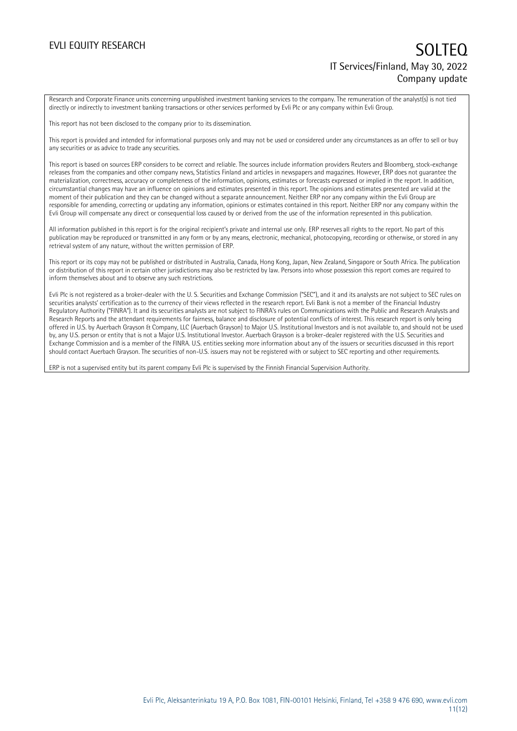Research and Corporate Finance units concerning unpublished investment banking services to the company. The remuneration of the analyst(s) is not tied directly or indirectly to investment banking transactions or other services performed by Evli Plc or any company within Evli Group.

This report has not been disclosed to the company prior to its dissemination.

This report is provided and intended for informational purposes only and may not be used or considered under any circumstances as an offer to sell or buy any securities or as advice to trade any securities.

This report is based on sources ERP considers to be correct and reliable. The sources include information providers Reuters and Bloomberg, stock-exchange releases from the companies and other company news, Statistics Finland and articles in newspapers and magazines. However, ERP does not guarantee the materialization, correctness, accuracy or completeness of the information, opinions, estimates or forecasts expressed or implied in the report. In addition, circumstantial changes may have an influence on opinions and estimates presented in this report. The opinions and estimates presented are valid at the moment of their publication and they can be changed without a separate announcement. Neither ERP nor any company within the Evli Group are responsible for amending, correcting or updating any information, opinions or estimates contained in this report. Neither ERP nor any company within the Evli Group will compensate any direct or consequential loss caused by or derived from the use of the information represented in this publication.

All information published in this report is for the original recipient's private and internal use only. ERP reserves all rights to the report. No part of this publication may be reproduced or transmitted in any form or by any means, electronic, mechanical, photocopying, recording or otherwise, or stored in any retrieval system of any nature, without the written permission of ERP.

This report or its copy may not be published or distributed in Australia, Canada, Hong Kong, Japan, New Zealand, Singapore or South Africa. The publication or distribution of this report in certain other jurisdictions may also be restricted by law. Persons into whose possession this report comes are required to inform themselves about and to observe any such restrictions.

Evli Plc is not registered as a broker-dealer with the U. S. Securities and Exchange Commission ("SEC"), and it and its analysts are not subject to SEC rules on securities analysts' certification as to the currency of their views reflected in the research report. Evli Bank is not a member of the Financial Industry Regulatory Authority ("FINRA"). It and its securities analysts are not subject to FINRA's rules on Communications with the Public and Research Analysts and Research Reports and the attendant requirements for fairness, balance and disclosure of potential conflicts of interest. This research report is only being offered in U.S. by Auerbach Grayson & Company, LLC (Auerbach Grayson) to Major U.S. Institutional Investors and is not available to, and should not be used by, any U.S. person or entity that is not a Major U.S. Institutional Investor. Auerbach Grayson is a broker-dealer registered with the U.S. Securities and Exchange Commission and is a member of the FINRA. U.S. entities seeking more information about any of the issuers or securities discussed in this report should contact Auerbach Grayson. The securities of non-U.S. issuers may not be registered with or subject to SEC reporting and other requirements.

ERP is not a supervised entity but its parent company Evli Plc is supervised by the Finnish Financial Supervision Authority.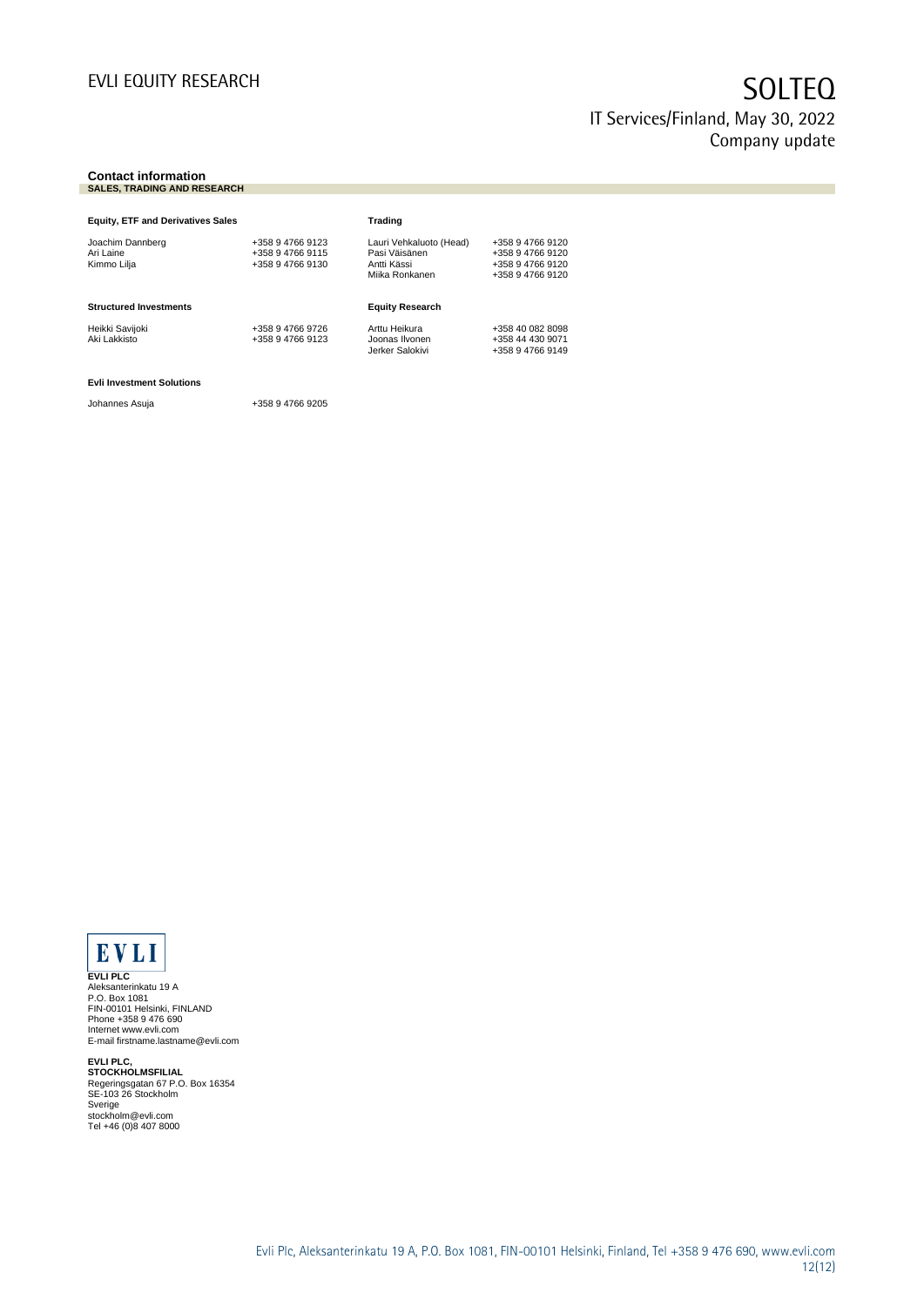## Contact information

**SALES, TRADING AND RESEARCH**

**Equity, ETF and Derivatives Sales**

| | |
|---|---|
| Joachim Dannberg | +358 9 4766 9123 |
| Ari Laine | +358 9 4766 9115 |
| Kimmo Lilja | +358 9 4766 9130 |

**Trading**

| | |
|---|---|
| Lauri Vehkaluoto (Head) | +358 9 4766 9120 |
| Pasi Väisänen | +358 9 4766 9120 |
| Antti Kässi | +358 9 4766 9120 |
| Miika Ronkanen | +358 9 4766 9120 |

**Structured Investments**

| | |
|---|---|
| Heikki Savijoki | +358 9 4766 9726 |
| Aki Lakkisto | +358 9 4766 9123 |

**Equity Research**

| | |
|---|---|
| Arttu Heikura | +358 40 082 8098 |
| Joonas Ilvonen | +358 44 430 9071 |
| Jerker Salokivi | +358 9 4766 9149 |

**Evli Investment Solutions**

| | |
|---|---|
| Johannes Asuja | +358 9 4766 9205 |

**EVLI PLC**
Aleksanterinkatu 19 A
P.O. Box 1081
FIN-00101 Helsinki, FINLAND
Phone +358 9 476 690
Internet www.evli.com
E-mail firstname.lastname@evli.com

**EVLI PLC, STOCKHOLMSFILIAL**
Regeringsgatan 67 P.O. Box 16354
SE-103 26 Stockholm
Sverige
stockholm@evli.com
Tel +46 (0)8 407 8000